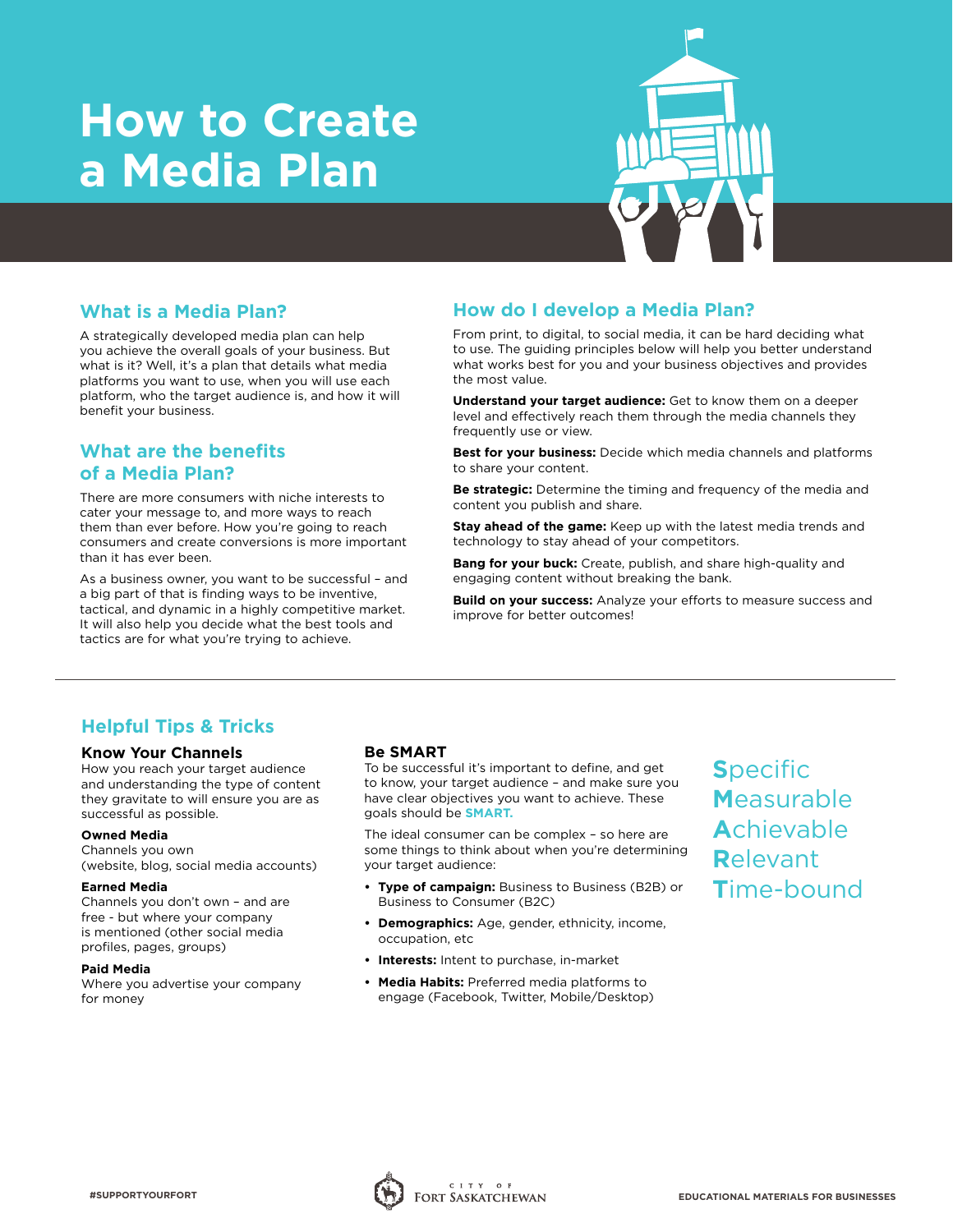# How to Create a Media Plan

## What is a Media Plan?

A strategically developed media plan can help you achieve the overall goals of your business. But what is it? Well, it's a plan that details what media platforms you want to use, when you will use each platform, who the target audience is, and how it will benefit your business.

## What are the benefits of a Media Plan?

There are more consumers with niche interests to cater your message to, and more ways to reach them than ever before. How you're going to reach consumers and create conversions is more important than it has ever been.

As a business owner, you want to be successful – and a big part of that is finding ways to be inventive, tactical, and dynamic in a highly competitive market. It will also help you decide what the best tools and tactics are for what you're trying to achieve.

## How do I develop a Media Plan?

From print, to digital, to social media, it can be hard deciding what to use. The guiding principles below will help you better understand what works best for you and your business objectives and provides the most value.

**Understand your target audience:** Get to know them on a deeper level and effectively reach them through the media channels they frequently use or view.

**Best for your business:** Decide which media channels and platforms to share your content.

**Be strategic:** Determine the timing and frequency of the media and content you publish and share.

**Stay ahead of the game:** Keep up with the latest media trends and technology to stay ahead of your competitors.

**Bang for your buck:** Create, publish, and share high-quality and engaging content without breaking the bank.

**Build on your success:** Analyze your efforts to measure success and improve for better outcomes!

---

## Helpful Tips & Tricks

### Know Your Channels

How you reach your target audience and understanding the type of content they gravitate to will ensure you are as successful as possible.

**Owned Media**
Channels you own (website, blog, social media accounts)

**Earned Media**
Channels you don't own – and are free - but where your company is mentioned (other social media profiles, pages, groups)

**Paid Media**
Where you advertise your company for money

### Be SMART

To be successful it's important to define, and get to know, your target audience – and make sure you have clear objectives you want to achieve. These goals should be **SMART.**

The ideal consumer can be complex – so here are some things to think about when you're determining your target audience:

- **Type of campaign:** Business to Business (B2B) or Business to Consumer (B2C)
- **Demographics:** Age, gender, ethnicity, income, occupation, etc
- **Interests:** Intent to purchase, in-market
- **Media Habits:** Preferred media platforms to engage (Facebook, Twitter, Mobile/Desktop)

**S**pecific
**M**easurable
**A**chievable
**R**elevant
**T**ime-bound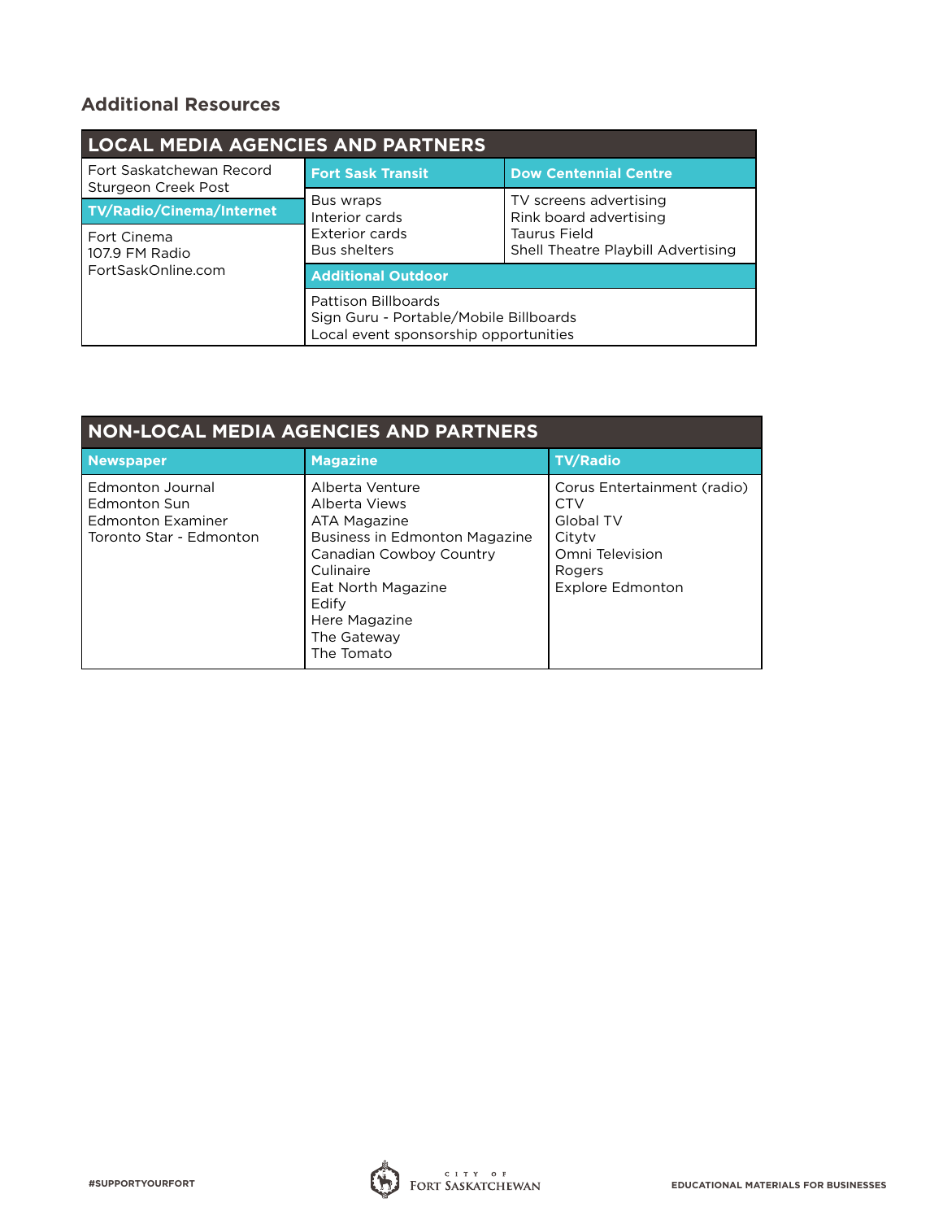## Additional Resources

| LOCAL MEDIA AGENCIES AND PARTNERS | | |
|---|---|---|
| Fort Saskatchewan Record<br>Sturgeon Creek Post | **Fort Sask Transit** | **Dow Centennial Centre** |
| **TV/Radio/Cinema/Internet** | Bus wraps<br>Interior cards<br>Exterior cards<br>Bus shelters | TV screens advertising<br>Rink board advertising<br>Taurus Field<br>Shell Theatre Playbill Advertising |
| Fort Cinema<br>107.9 FM Radio<br>FortSaskOnline.com | **Additional Outdoor** | |
| | Pattison Billboards<br>Sign Guru - Portable/Mobile Billboards<br>Local event sponsorship opportunities | |

| NON-LOCAL MEDIA AGENCIES AND PARTNERS | | |
|---|---|---|
| **Newspaper** | **Magazine** | **TV/Radio** |
| Edmonton Journal<br>Edmonton Sun<br>Edmonton Examiner<br>Toronto Star - Edmonton | Alberta Venture<br>Alberta Views<br>ATA Magazine<br>Business in Edmonton Magazine<br>Canadian Cowboy Country<br>Culinaire<br>Eat North Magazine<br>Edify<br>Here Magazine<br>The Gateway<br>The Tomato | Corus Entertainment (radio)<br>CTV<br>Global TV<br>Citytv<br>Omni Television<br>Rogers<br>Explore Edmonton |